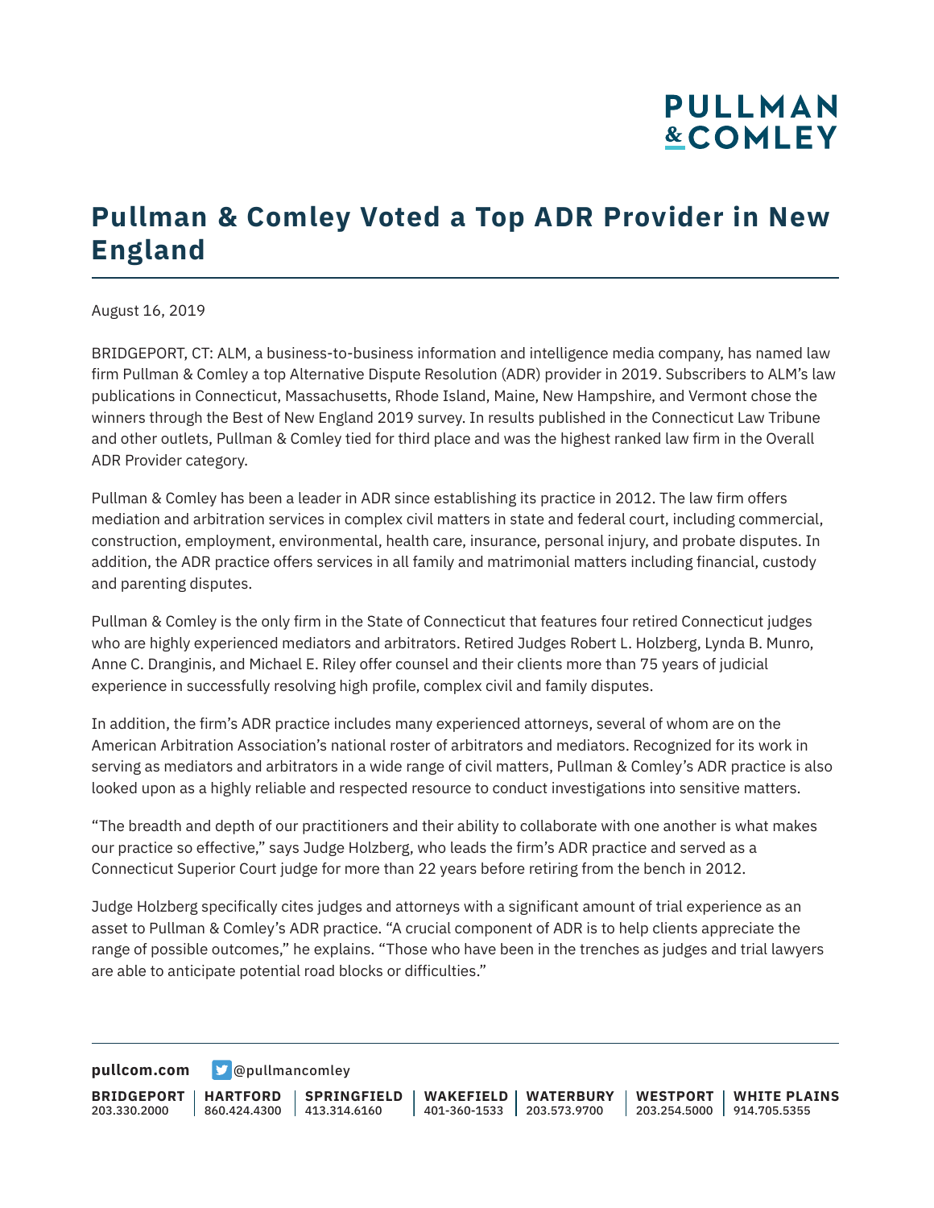# Pullman & Comley Voted a Top ADR Provider in New England

August 16, 2019

BRIDGEPORT, CT: ALM, a business-to-business information and intelligence media company, has named law firm Pullman & Comley a top Alternative Dispute Resolution (ADR) provider in 2019. Subscribers to ALM's law publications in Connecticut, Massachusetts, Rhode Island, Maine, New Hampshire, and Vermont chose the winners through the Best of New England 2019 survey. In results published in the Connecticut Law Tribune and other outlets, Pullman & Comley tied for third place and was the highest ranked law firm in the Overall ADR Provider category.

Pullman & Comley has been a leader in ADR since establishing its practice in 2012. The law firm offers mediation and arbitration services in complex civil matters in state and federal court, including commercial, construction, employment, environmental, health care, insurance, personal injury, and probate disputes. In addition, the ADR practice offers services in all family and matrimonial matters including financial, custody and parenting disputes.

Pullman & Comley is the only firm in the State of Connecticut that features four retired Connecticut judges who are highly experienced mediators and arbitrators. Retired Judges Robert L. Holzberg, Lynda B. Munro, Anne C. Dranginis, and Michael E. Riley offer counsel and their clients more than 75 years of judicial experience in successfully resolving high profile, complex civil and family disputes.

In addition, the firm's ADR practice includes many experienced attorneys, several of whom are on the American Arbitration Association's national roster of arbitrators and mediators. Recognized for its work in serving as mediators and arbitrators in a wide range of civil matters, Pullman & Comley's ADR practice is also looked upon as a highly reliable and respected resource to conduct investigations into sensitive matters.

"The breadth and depth of our practitioners and their ability to collaborate with one another is what makes our practice so effective," says Judge Holzberg, who leads the firm's ADR practice and served as a Connecticut Superior Court judge for more than 22 years before retiring from the bench in 2012.

Judge Holzberg specifically cites judges and attorneys with a significant amount of trial experience as an asset to Pullman & Comley's ADR practice. "A crucial component of ADR is to help clients appreciate the range of possible outcomes," he explains. "Those who have been in the trenches as judges and trial lawyers are able to anticipate potential road blocks or difficulties."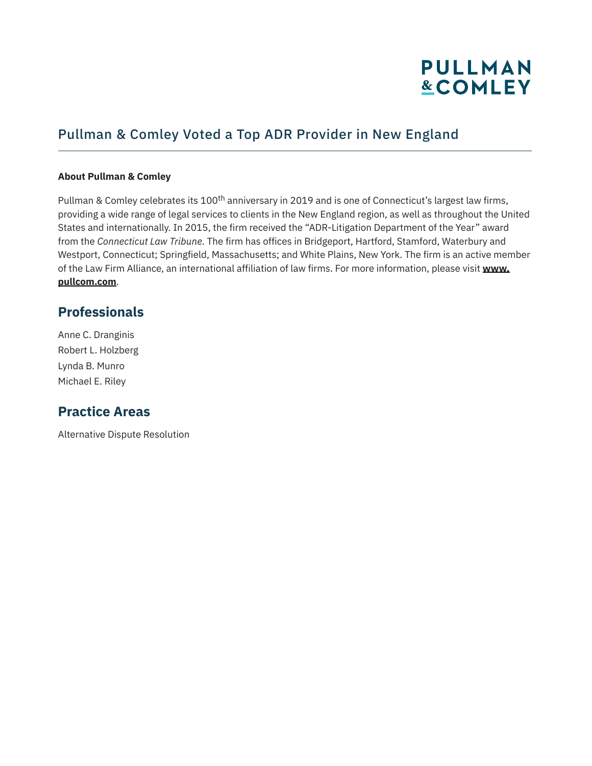## Pullman & Comley Voted a Top ADR Provider in New England

**About Pullman & Comley**

Pullman & Comley celebrates its 100th anniversary in 2019 and is one of Connecticut's largest law firms, providing a wide range of legal services to clients in the New England region, as well as throughout the United States and internationally. In 2015, the firm received the "ADR-Litigation Department of the Year" award from the *Connecticut Law Tribune*. The firm has offices in Bridgeport, Hartford, Stamford, Waterbury and Westport, Connecticut; Springfield, Massachusetts; and White Plains, New York. The firm is an active member of the Law Firm Alliance, an international affiliation of law firms. For more information, please visit **www.pullcom.com**.

## Professionals

Anne C. Dranginis
Robert L. Holzberg
Lynda B. Munro
Michael E. Riley

## Practice Areas

Alternative Dispute Resolution